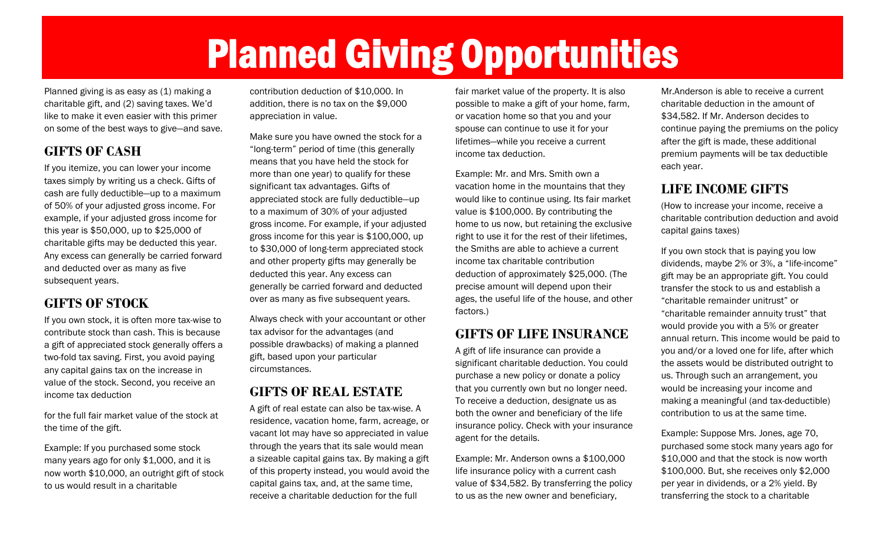# Planned Giving Opportunities

Planned giving is as easy as (1) making a charitable gift, and (2) saving taxes. We'd like to make it even easier with this primer on some of the best ways to give—and save.

## GIFTS OF CASH

If you itemize, you can lower your income taxes simply by writing us a check. Gifts of cash are fully deductible—up to a maximum of 50% of your adjusted gross income. For example, if your adjusted gross income for this year is $50,000, up to $25,000 of charitable gifts may be deducted this year. Any excess can generally be carried forward and deducted over as many as five subsequent years.

## GIFTS OF STOCK

If you own stock, it is often more tax-wise to contribute stock than cash. This is because a gift of appreciated stock generally offers a two-fold tax saving. First, you avoid paying any capital gains tax on the increase in value of the stock. Second, you receive an income tax deduction

for the full fair market value of the stock at the time of the gift.

Example: If you purchased some stock many years ago for only $1,000, and it is now worth $10,000, an outright gift of stock to us would result in a charitable contribution deduction of $10,000. In addition, there is no tax on the $9,000 appreciation in value.

Make sure you have owned the stock for a "long-term" period of time (this generally means that you have held the stock for more than one year) to qualify for these significant tax advantages. Gifts of appreciated stock are fully deductible—up to a maximum of 30% of your adjusted gross income. For example, if your adjusted gross income for this year is $100,000, up to $30,000 of long-term appreciated stock and other property gifts may generally be deducted this year. Any excess can generally be carried forward and deducted over as many as five subsequent years.

Always check with your accountant or other tax advisor for the advantages (and possible drawbacks) of making a planned gift, based upon your particular circumstances.

## GIFTS OF REAL ESTATE

A gift of real estate can also be tax-wise. A residence, vacation home, farm, acreage, or vacant lot may have so appreciated in value through the years that its sale would mean a sizeable capital gains tax. By making a gift of this property instead, you would avoid the capital gains tax, and, at the same time, receive a charitable deduction for the full fair market value of the property. It is also possible to make a gift of your home, farm, or vacation home so that you and your spouse can continue to use it for your lifetimes—while you receive a current income tax deduction.

Example: Mr. and Mrs. Smith own a vacation home in the mountains that they would like to continue using. Its fair market value is $100,000. By contributing the home to us now, but retaining the exclusive right to use it for the rest of their lifetimes, the Smiths are able to achieve a current income tax charitable contribution deduction of approximately $25,000. (The precise amount will depend upon their ages, the useful life of the house, and other factors.)

## GIFTS OF LIFE INSURANCE

A gift of life insurance can provide a significant charitable deduction. You could purchase a new policy or donate a policy that you currently own but no longer need. To receive a deduction, designate us as both the owner and beneficiary of the life insurance policy. Check with your insurance agent for the details.

Example: Mr. Anderson owns a $100,000 life insurance policy with a current cash value of $34,582. By transferring the policy to us as the new owner and beneficiary, Mr.Anderson is able to receive a current charitable deduction in the amount of $34,582. If Mr. Anderson decides to continue paying the premiums on the policy after the gift is made, these additional premium payments will be tax deductible each year.

## LIFE INCOME GIFTS

(How to increase your income, receive a charitable contribution deduction and avoid capital gains taxes)

If you own stock that is paying you low dividends, maybe 2% or 3%, a "life-income" gift may be an appropriate gift. You could transfer the stock to us and establish a "charitable remainder unitrust" or "charitable remainder annuity trust" that would provide you with a 5% or greater annual return. This income would be paid to you and/or a loved one for life, after which the assets would be distributed outright to us. Through such an arrangement, you would be increasing your income and making a meaningful (and tax-deductible) contribution to us at the same time.

Example: Suppose Mrs. Jones, age 70, purchased some stock many years ago for $10,000 and that the stock is now worth $100,000. But, she receives only $2,000 per year in dividends, or a 2% yield. By transferring the stock to a charitable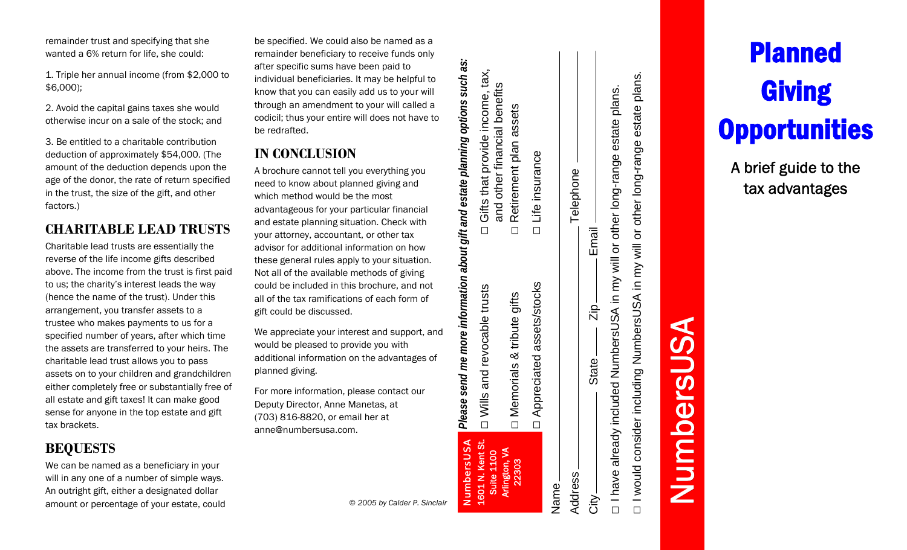remainder trust and specifying that she wanted a 6% return for life, she could:

1. Triple her annual income (from $2,000 to $6,000);

2. Avoid the capital gains taxes she would otherwise incur on a sale of the stock; and

3. Be entitled to a charitable contribution deduction of approximately $54,000. (The amount of the deduction depends upon the age of the donor, the rate of return specified in the trust, the size of the gift, and other factors.)

## CHARITABLE LEAD TRUSTS

Charitable lead trusts are essentially the reverse of the life income gifts described above. The income from the trust is first paid to us; the charity's interest leads the way (hence the name of the trust). Under this arrangement, you transfer assets to a trustee who makes payments to us for a specified number of years, after which time the assets are transferred to your heirs. The charitable lead trust allows you to pass assets on to your children and grandchildren either completely free or substantially free of all estate and gift taxes! It can make good sense for anyone in the top estate and gift tax brackets.

## BEQUESTS

We can be named as a beneficiary in your will in any one of a number of simple ways. An outright gift, either a designated dollar amount or percentage of your estate, could be specified. We could also be named as a remainder beneficiary to receive funds only after specific sums have been paid to individual beneficiaries. It may be helpful to know that you can easily add us to your will through an amendment to your will called a codicil; thus your entire will does not have to be redrafted.

## IN CONCLUSION

A brochure cannot tell you everything you need to know about planned giving and which method would be the most advantageous for your particular financial and estate planning situation. Check with your attorney, accountant, or other tax advisor for additional information on how these general rules apply to your situation. Not all of the available methods of giving could be included in this brochure, and not all of the tax ramifications of each form of gift could be discussed.

We appreciate your interest and support, and would be pleased to provide you with additional information on the advantages of planned giving.

For more information, please contact our Deputy Director, Anne Manetas, at (703) 816-8820, or email her at anne@numbersusa.com.

*© 2005 by Calder P. Sinclair*

**NumbersUSA**
1601 N. Kent St.
Suite 1100
Arlington, VA
22303

***Please send me more information about gift and estate planning options such as:***

- ☐ Wills and revocable trusts
- ☐ Gifts that provide income, tax, and other financial benefits
- ☐ Memorials & tribute gifts
- ☐ Retirement plan assets
- ☐ Appreciated assets/stocks
- ☐ Life insurance

Name ____________________

Address ____________________ Telephone ____________________

City ____________ State ______ Zip ______ Email ____________________

☐ I have already included NumbersUSA in my will or other long-range estate plans.

☐ I would consider including NumbersUSA in my will or other long-range estate plans.

NumbersUSA

# Planned Giving Opportunities

A brief guide to the tax advantages